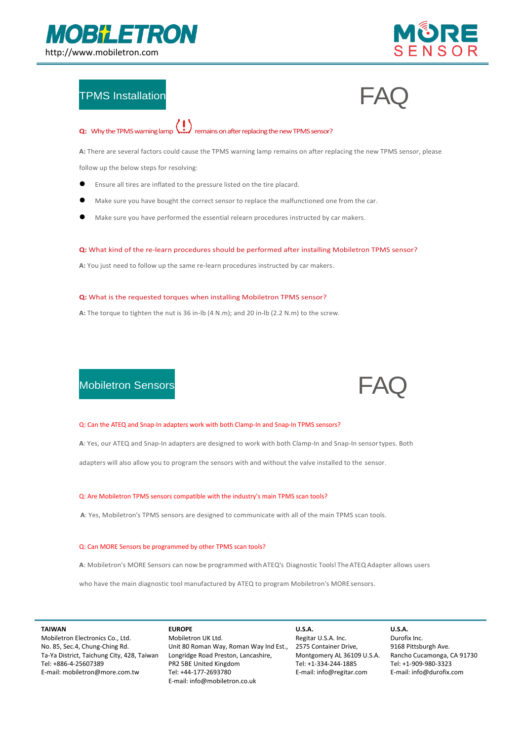MOBILETRON
http://www.mobiletron.com

MORE SENSOR

## TPMS Installation

# FAQ

**Q:** Why the TPMS warning lamp (!) remains on after replacing the new TPMS sensor?

**A:** There are several factors could cause the TPMS warning lamp remains on after replacing the new TPMS sensor, please follow up the below steps for resolving:

- Ensure all tires are inflated to the pressure listed on the tire placard.
- Make sure you have bought the correct sensor to replace the malfunctioned one from the car.
- Make sure you have performed the essential relearn procedures instructed by car makers.

**Q:** What kind of the re-learn procedures should be performed after installing Mobiletron TPMS sensor?

**A:** You just need to follow up the same re-learn procedures instructed by car makers.

**Q:** What is the requested torques when installing Mobiletron TPMS sensor?

**A:** The torque to tighten the nut is 36 in-lb (4 N.m); and 20 in-lb (2.2 N.m) to the screw.

## Mobiletron Sensors

# FAQ

Q: Can the ATEQ and Snap-In adapters work with both Clamp-In and Snap-In TPMS sensors?

**A**: Yes, our ATEQ and Snap-In adapters are designed to work with both Clamp-In and Snap-In sensor types. Both adapters will also allow you to program the sensors with and without the valve installed to the sensor.

Q: Are Mobiletron TPMS sensors compatible with the industry's main TPMS scan tools?

**A**: Yes, Mobiletron's TPMS sensors are designed to communicate with all of the main TPMS scan tools.

Q: Can MORE Sensors be programmed by other TPMS scan tools?

**A**: Mobiletron's MORE Sensors can now be programmed with ATEQ's Diagnostic Tools! The ATEQ Adapter allows users who have the main diagnostic tool manufactured by ATEQ to program Mobiletron's MORE sensors.

**TAIWAN**
Mobiletron Electronics Co., Ltd.
No. 85, Sec.4, Chung-Ching Rd.
Ta-Ya District, Taichung City, 428, Taiwan
Tel: +886-4-25607389
E-mail: mobiletron@more.com.tw

**EUROPE**
Mobiletron UK Ltd.
Unit 80 Roman Way, Roman Way Ind Est.,
Longridge Road Preston, Lancashire,
PR2 5BE United Kingdom
Tel: +44-177-2693780
E-mail: info@mobiletron.co.uk

**U.S.A.**
Regitar U.S.A. Inc.
2575 Container Drive,
Montgomery AL 36109 U.S.A.
Tel: +1-334-244-1885
E-mail: info@regitar.com

**U.S.A.**
Durofix Inc.
9168 Pittsburgh Ave.
Rancho Cucamonga, CA 91730
Tel: +1-909-980-3323
E-mail: info@durofix.com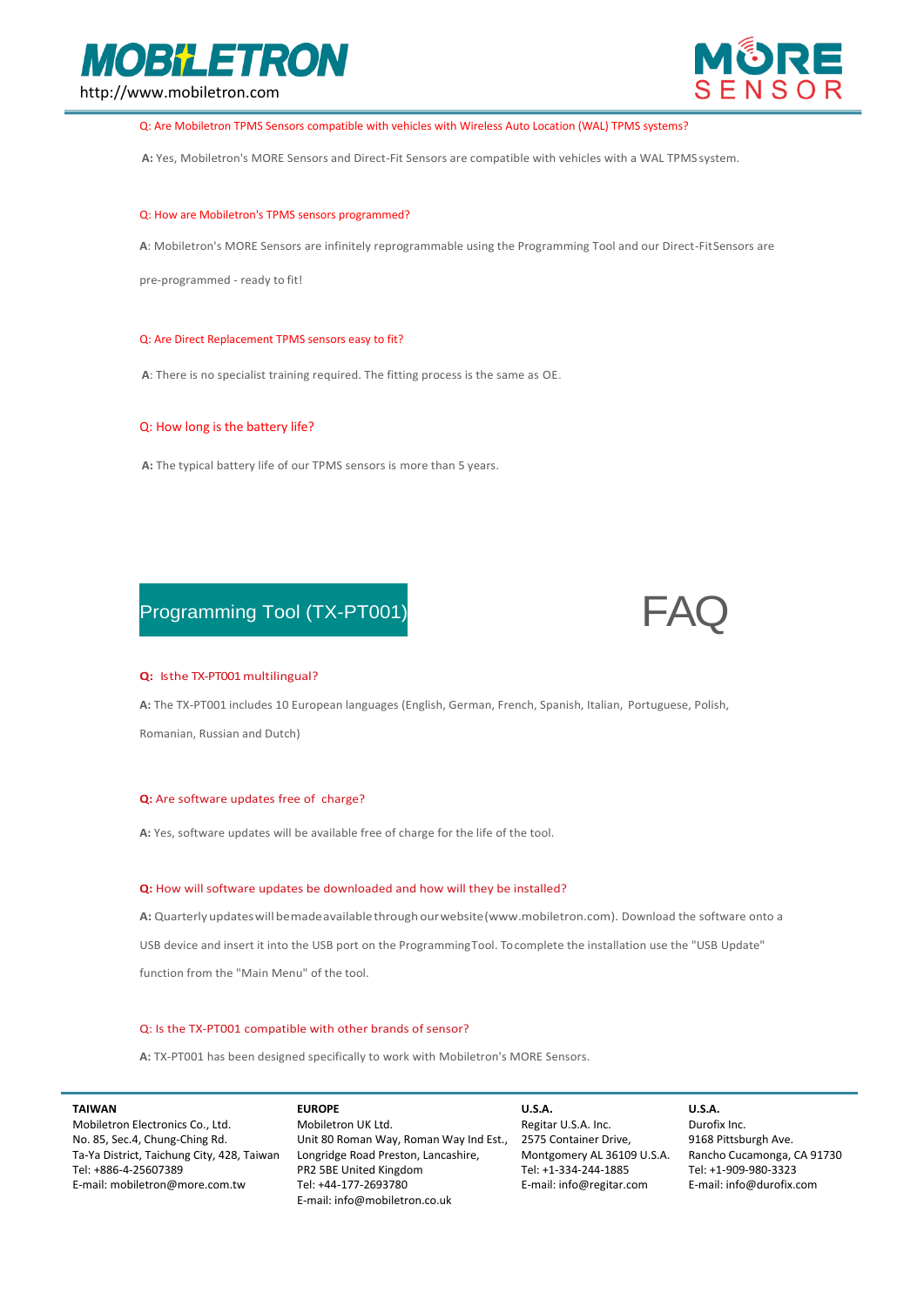Q: Are Mobiletron TPMS Sensors compatible with vehicles with Wireless Auto Location (WAL) TPMS systems?

**A:** Yes, Mobiletron's MORE Sensors and Direct-Fit Sensors are compatible with vehicles with a WAL TPMS system.

Q: How are Mobiletron's TPMS sensors programmed?

**A**: Mobiletron's MORE Sensors are infinitely reprogrammable using the Programming Tool and our Direct-Fit Sensors are pre-programmed - ready to fit!

Q: Are Direct Replacement TPMS sensors easy to fit?

**A**: There is no specialist training required. The fitting process is the same as OE.

Q: How long is the battery life?

**A:** The typical battery life of our TPMS sensors is more than 5 years.

## Programming Tool (TX-PT001) FAQ

**Q:** Is the TX-PT001 multilingual?

**A:** The TX-PT001 includes 10 European languages (English, German, French, Spanish, Italian, Portuguese, Polish, Romanian, Russian and Dutch)

**Q:** Are software updates free of charge?

**A:** Yes, software updates will be available free of charge for the life of the tool.

**Q:** How will software updates be downloaded and how will they be installed?

**A:** Quarterly updates will be made available through our website (www.mobiletron.com). Download the software onto a USB device and insert it into the USB port on the Programming Tool. To complete the installation use the "USB Update" function from the "Main Menu" of the tool.

Q: Is the TX-PT001 compatible with other brands of sensor?

**A:** TX-PT001 has been designed specifically to work with Mobiletron's MORE Sensors.

**TAIWAN**
Mobiletron Electronics Co., Ltd.
No. 85, Sec.4, Chung-Ching Rd.
Ta-Ya District, Taichung City, 428, Taiwan
Tel: +886-4-25607389
E-mail: mobiletron@more.com.tw

**EUROPE**
Mobiletron UK Ltd.
Unit 80 Roman Way, Roman Way Ind Est.,
Longridge Road Preston, Lancashire,
PR2 5BE United Kingdom
Tel: +44-177-2693780
E-mail: info@mobiletron.co.uk

**U.S.A.**
Regitar U.S.A. Inc.
2575 Container Drive,
Montgomery AL 36109 U.S.A.
Tel: +1-334-244-1885
E-mail: info@regitar.com

**U.S.A.**
Durofix Inc.
9168 Pittsburgh Ave.
Rancho Cucamonga, CA 91730
Tel: +1-909-980-3323
E-mail: info@durofix.com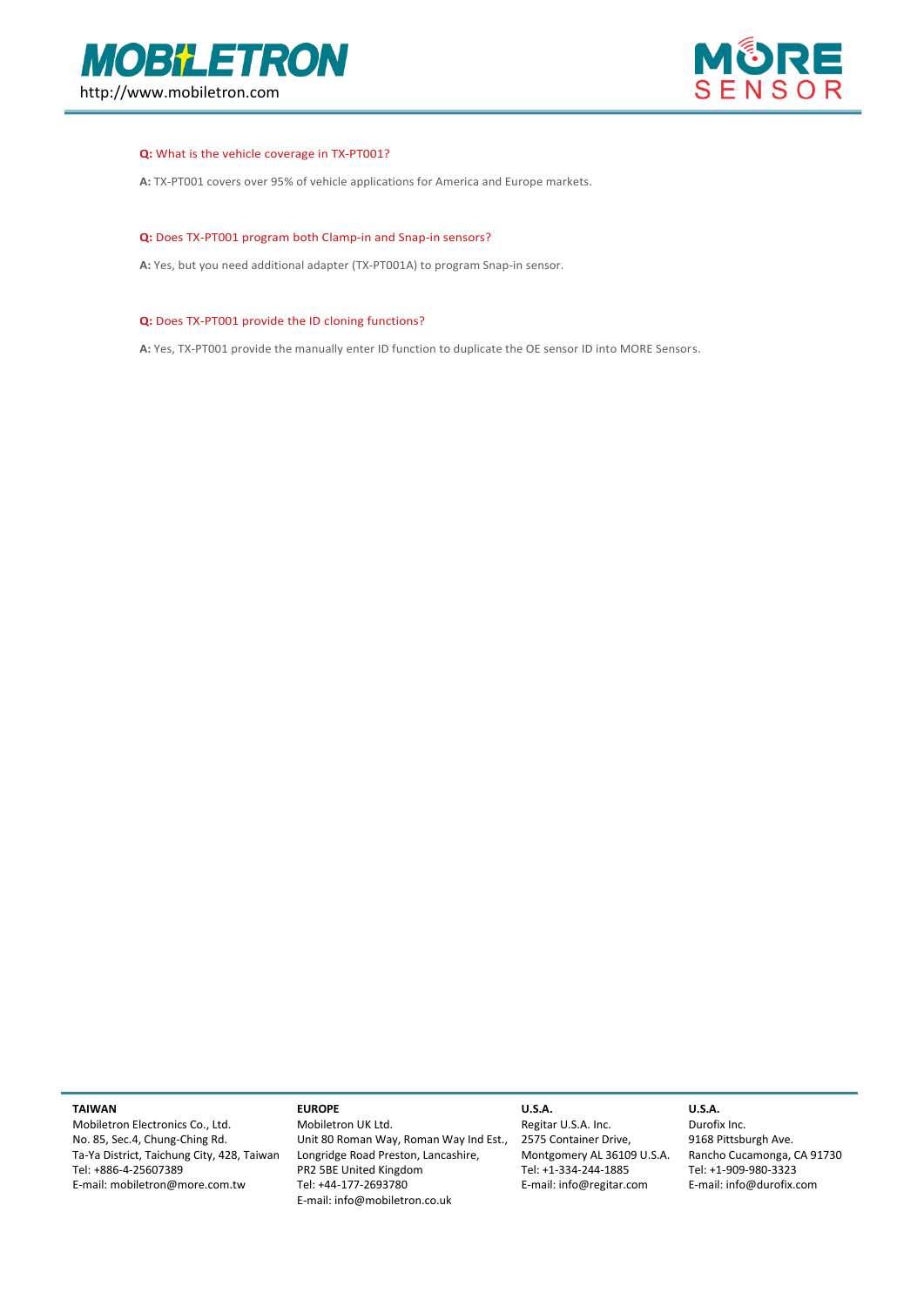**Q:** What is the vehicle coverage in TX-PT001?

**A:** TX-PT001 covers over 95% of vehicle applications for America and Europe markets.

**Q:** Does TX-PT001 program both Clamp-in and Snap-in sensors?

**A:** Yes, but you need additional adapter (TX-PT001A) to program Snap-in sensor.

**Q:** Does TX-PT001 provide the ID cloning functions?

**A:** Yes, TX-PT001 provide the manually enter ID function to duplicate the OE sensor ID into MORE Sensors.

**TAIWAN**
Mobiletron Electronics Co., Ltd.
No. 85, Sec.4, Chung-Ching Rd.
Ta-Ya District, Taichung City, 428, Taiwan
Tel: +886-4-25607389
E-mail: mobiletron@more.com.tw

**EUROPE**
Mobiletron UK Ltd.
Unit 80 Roman Way, Roman Way Ind Est.,
Longridge Road Preston, Lancashire,
PR2 5BE United Kingdom
Tel: +44-177-2693780
E-mail: info@mobiletron.co.uk

**U.S.A.**
Regitar U.S.A. Inc.
2575 Container Drive,
Montgomery AL 36109 U.S.A.
Tel: +1-334-244-1885
E-mail: info@regitar.com

**U.S.A.**
Durofix Inc.
9168 Pittsburgh Ave.
Rancho Cucamonga, CA 91730
Tel: +1-909-980-3323
E-mail: info@durofix.com